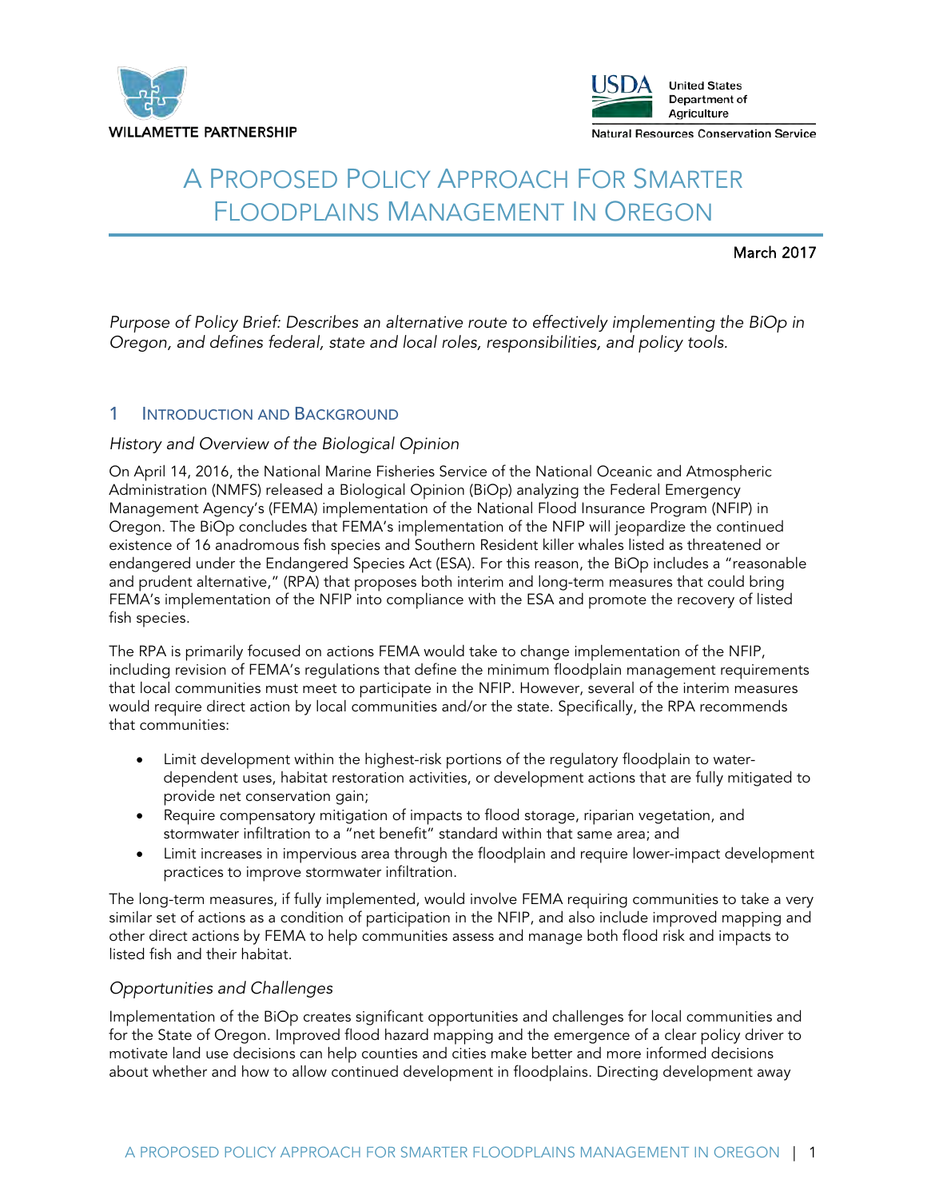WILLAMETTE PARTNERSHIP

USDA United States Department of Agriculture
Natural Resources Conservation Service

# A Proposed Policy Approach For Smarter Floodplains Management In Oregon

March 2017

*Purpose of Policy Brief: Describes an alternative route to effectively implementing the BiOp in Oregon, and defines federal, state and local roles, responsibilities, and policy tools.*

## 1 Introduction and Background

### *History and Overview of the Biological Opinion*

On April 14, 2016, the National Marine Fisheries Service of the National Oceanic and Atmospheric Administration (NMFS) released a Biological Opinion (BiOp) analyzing the Federal Emergency Management Agency's (FEMA) implementation of the National Flood Insurance Program (NFIP) in Oregon. The BiOp concludes that FEMA's implementation of the NFIP will jeopardize the continued existence of 16 anadromous fish species and Southern Resident killer whales listed as threatened or endangered under the Endangered Species Act (ESA). For this reason, the BiOp includes a "reasonable and prudent alternative," (RPA) that proposes both interim and long-term measures that could bring FEMA's implementation of the NFIP into compliance with the ESA and promote the recovery of listed fish species.

The RPA is primarily focused on actions FEMA would take to change implementation of the NFIP, including revision of FEMA's regulations that define the minimum floodplain management requirements that local communities must meet to participate in the NFIP. However, several of the interim measures would require direct action by local communities and/or the state. Specifically, the RPA recommends that communities:

- Limit development within the highest-risk portions of the regulatory floodplain to water-dependent uses, habitat restoration activities, or development actions that are fully mitigated to provide net conservation gain;
- Require compensatory mitigation of impacts to flood storage, riparian vegetation, and stormwater infiltration to a "net benefit" standard within that same area; and
- Limit increases in impervious area through the floodplain and require lower-impact development practices to improve stormwater infiltration.

The long-term measures, if fully implemented, would involve FEMA requiring communities to take a very similar set of actions as a condition of participation in the NFIP, and also include improved mapping and other direct actions by FEMA to help communities assess and manage both flood risk and impacts to listed fish and their habitat.

### *Opportunities and Challenges*

Implementation of the BiOp creates significant opportunities and challenges for local communities and for the State of Oregon. Improved flood hazard mapping and the emergence of a clear policy driver to motivate land use decisions can help counties and cities make better and more informed decisions about whether and how to allow continued development in floodplains. Directing development away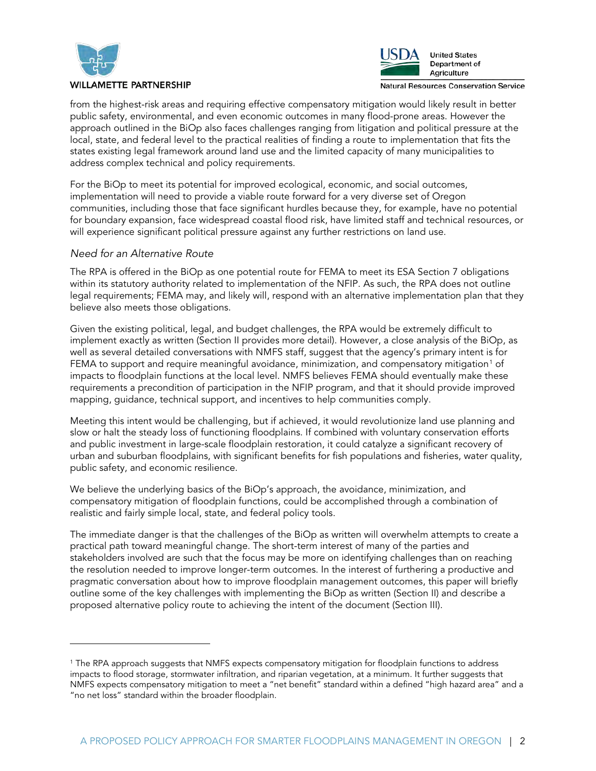from the highest-risk areas and requiring effective compensatory mitigation would likely result in better public safety, environmental, and even economic outcomes in many flood-prone areas. However the approach outlined in the BiOp also faces challenges ranging from litigation and political pressure at the local, state, and federal level to the practical realities of finding a route to implementation that fits the states existing legal framework around land use and the limited capacity of many municipalities to address complex technical and policy requirements.

For the BiOp to meet its potential for improved ecological, economic, and social outcomes, implementation will need to provide a viable route forward for a very diverse set of Oregon communities, including those that face significant hurdles because they, for example, have no potential for boundary expansion, face widespread coastal flood risk, have limited staff and technical resources, or will experience significant political pressure against any further restrictions on land use.

### *Need for an Alternative Route*

The RPA is offered in the BiOp as one potential route for FEMA to meet its ESA Section 7 obligations within its statutory authority related to implementation of the NFIP. As such, the RPA does not outline legal requirements; FEMA may, and likely will, respond with an alternative implementation plan that they believe also meets those obligations.

Given the existing political, legal, and budget challenges, the RPA would be extremely difficult to implement exactly as written (Section II provides more detail). However, a close analysis of the BiOp, as well as several detailed conversations with NMFS staff, suggest that the agency's primary intent is for FEMA to support and require meaningful avoidance, minimization, and compensatory mitigation[1] of impacts to floodplain functions at the local level. NMFS believes FEMA should eventually make these requirements a precondition of participation in the NFIP program, and that it should provide improved mapping, guidance, technical support, and incentives to help communities comply.

Meeting this intent would be challenging, but if achieved, it would revolutionize land use planning and slow or halt the steady loss of functioning floodplains. If combined with voluntary conservation efforts and public investment in large-scale floodplain restoration, it could catalyze a significant recovery of urban and suburban floodplains, with significant benefits for fish populations and fisheries, water quality, public safety, and economic resilience.

We believe the underlying basics of the BiOp's approach, the avoidance, minimization, and compensatory mitigation of floodplain functions, could be accomplished through a combination of realistic and fairly simple local, state, and federal policy tools.

The immediate danger is that the challenges of the BiOp as written will overwhelm attempts to create a practical path toward meaningful change. The short-term interest of many of the parties and stakeholders involved are such that the focus may be more on identifying challenges than on reaching the resolution needed to improve longer-term outcomes. In the interest of furthering a productive and pragmatic conversation about how to improve floodplain management outcomes, this paper will briefly outline some of the key challenges with implementing the BiOp as written (Section II) and describe a proposed alternative policy route to achieving the intent of the document (Section III).

---

[1] The RPA approach suggests that NMFS expects compensatory mitigation for floodplain functions to address impacts to flood storage, stormwater infiltration, and riparian vegetation, at a minimum. It further suggests that NMFS expects compensatory mitigation to meet a "net benefit" standard within a defined "high hazard area" and a "no net loss" standard within the broader floodplain.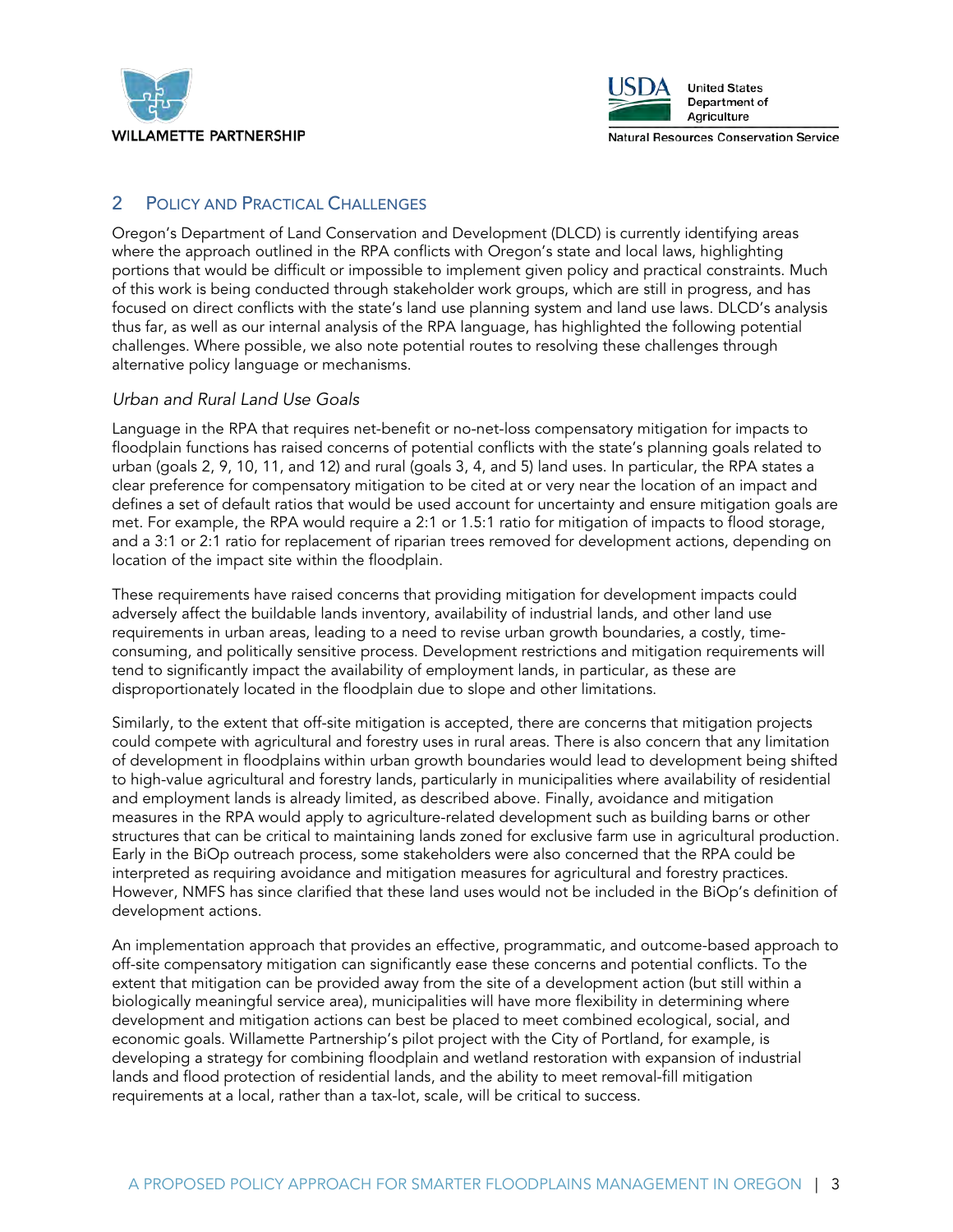## 2 Policy and Practical Challenges

Oregon's Department of Land Conservation and Development (DLCD) is currently identifying areas where the approach outlined in the RPA conflicts with Oregon's state and local laws, highlighting portions that would be difficult or impossible to implement given policy and practical constraints. Much of this work is being conducted through stakeholder work groups, which are still in progress, and has focused on direct conflicts with the state's land use planning system and land use laws. DLCD's analysis thus far, as well as our internal analysis of the RPA language, has highlighted the following potential challenges. Where possible, we also note potential routes to resolving these challenges through alternative policy language or mechanisms.

### *Urban and Rural Land Use Goals*

Language in the RPA that requires net-benefit or no-net-loss compensatory mitigation for impacts to floodplain functions has raised concerns of potential conflicts with the state's planning goals related to urban (goals 2, 9, 10, 11, and 12) and rural (goals 3, 4, and 5) land uses. In particular, the RPA states a clear preference for compensatory mitigation to be cited at or very near the location of an impact and defines a set of default ratios that would be used account for uncertainty and ensure mitigation goals are met. For example, the RPA would require a 2:1 or 1.5:1 ratio for mitigation of impacts to flood storage, and a 3:1 or 2:1 ratio for replacement of riparian trees removed for development actions, depending on location of the impact site within the floodplain.

These requirements have raised concerns that providing mitigation for development impacts could adversely affect the buildable lands inventory, availability of industrial lands, and other land use requirements in urban areas, leading to a need to revise urban growth boundaries, a costly, time-consuming, and politically sensitive process. Development restrictions and mitigation requirements will tend to significantly impact the availability of employment lands, in particular, as these are disproportionately located in the floodplain due to slope and other limitations.

Similarly, to the extent that off-site mitigation is accepted, there are concerns that mitigation projects could compete with agricultural and forestry uses in rural areas. There is also concern that any limitation of development in floodplains within urban growth boundaries would lead to development being shifted to high-value agricultural and forestry lands, particularly in municipalities where availability of residential and employment lands is already limited, as described above. Finally, avoidance and mitigation measures in the RPA would apply to agriculture-related development such as building barns or other structures that can be critical to maintaining lands zoned for exclusive farm use in agricultural production. Early in the BiOp outreach process, some stakeholders were also concerned that the RPA could be interpreted as requiring avoidance and mitigation measures for agricultural and forestry practices. However, NMFS has since clarified that these land uses would not be included in the BiOp's definition of development actions.

An implementation approach that provides an effective, programmatic, and outcome-based approach to off-site compensatory mitigation can significantly ease these concerns and potential conflicts. To the extent that mitigation can be provided away from the site of a development action (but still within a biologically meaningful service area), municipalities will have more flexibility in determining where development and mitigation actions can best be placed to meet combined ecological, social, and economic goals. Willamette Partnership's pilot project with the City of Portland, for example, is developing a strategy for combining floodplain and wetland restoration with expansion of industrial lands and flood protection of residential lands, and the ability to meet removal-fill mitigation requirements at a local, rather than a tax-lot, scale, will be critical to success.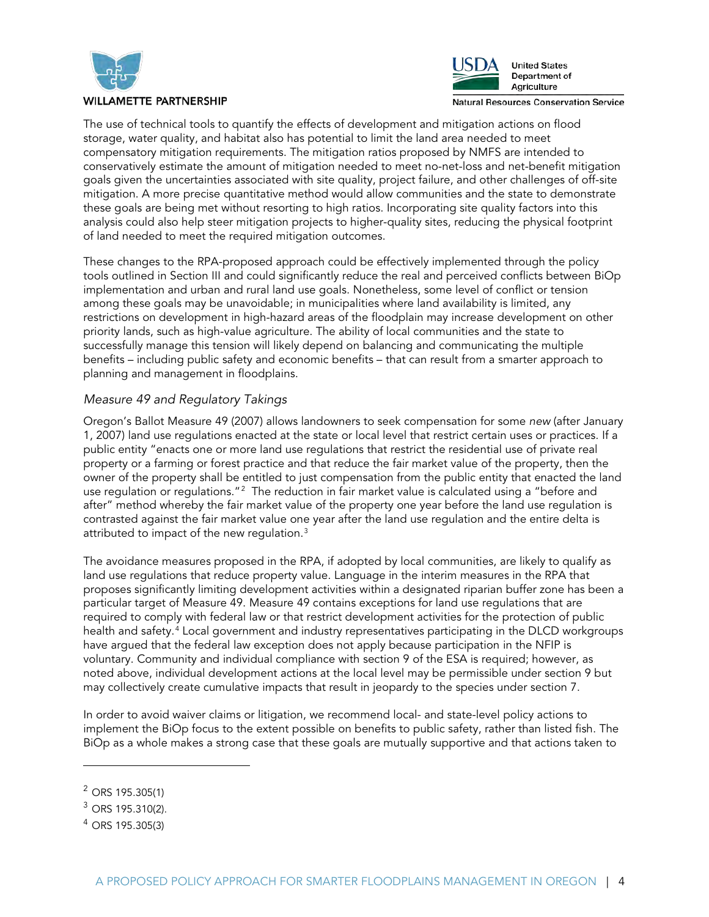The use of technical tools to quantify the effects of development and mitigation actions on flood storage, water quality, and habitat also has potential to limit the land area needed to meet compensatory mitigation requirements. The mitigation ratios proposed by NMFS are intended to conservatively estimate the amount of mitigation needed to meet no-net-loss and net-benefit mitigation goals given the uncertainties associated with site quality, project failure, and other challenges of off-site mitigation. A more precise quantitative method would allow communities and the state to demonstrate these goals are being met without resorting to high ratios. Incorporating site quality factors into this analysis could also help steer mitigation projects to higher-quality sites, reducing the physical footprint of land needed to meet the required mitigation outcomes.

These changes to the RPA-proposed approach could be effectively implemented through the policy tools outlined in Section III and could significantly reduce the real and perceived conflicts between BiOp implementation and urban and rural land use goals. Nonetheless, some level of conflict or tension among these goals may be unavoidable; in municipalities where land availability is limited, any restrictions on development in high-hazard areas of the floodplain may increase development on other priority lands, such as high-value agriculture. The ability of local communities and the state to successfully manage this tension will likely depend on balancing and communicating the multiple benefits – including public safety and economic benefits – that can result from a smarter approach to planning and management in floodplains.

### *Measure 49 and Regulatory Takings*

Oregon's Ballot Measure 49 (2007) allows landowners to seek compensation for some *new* (after January 1, 2007) land use regulations enacted at the state or local level that restrict certain uses or practices. If a public entity "enacts one or more land use regulations that restrict the residential use of private real property or a farming or forest practice and that reduce the fair market value of the property, then the owner of the property shall be entitled to just compensation from the public entity that enacted the land use regulation or regulations."[2] The reduction in fair market value is calculated using a "before and after" method whereby the fair market value of the property one year before the land use regulation is contrasted against the fair market value one year after the land use regulation and the entire delta is attributed to impact of the new regulation.[3]

The avoidance measures proposed in the RPA, if adopted by local communities, are likely to qualify as land use regulations that reduce property value. Language in the interim measures in the RPA that proposes significantly limiting development activities within a designated riparian buffer zone has been a particular target of Measure 49. Measure 49 contains exceptions for land use regulations that are required to comply with federal law or that restrict development activities for the protection of public health and safety.[4] Local government and industry representatives participating in the DLCD workgroups have argued that the federal law exception does not apply because participation in the NFIP is voluntary. Community and individual compliance with section 9 of the ESA is required; however, as noted above, individual development actions at the local level may be permissible under section 9 but may collectively create cumulative impacts that result in jeopardy to the species under section 7.

In order to avoid waiver claims or litigation, we recommend local- and state-level policy actions to implement the BiOp focus to the extent possible on benefits to public safety, rather than listed fish. The BiOp as a whole makes a strong case that these goals are mutually supportive and that actions taken to

---

[2] ORS 195.305(1)

[3] ORS 195.310(2).

[4] ORS 195.305(3)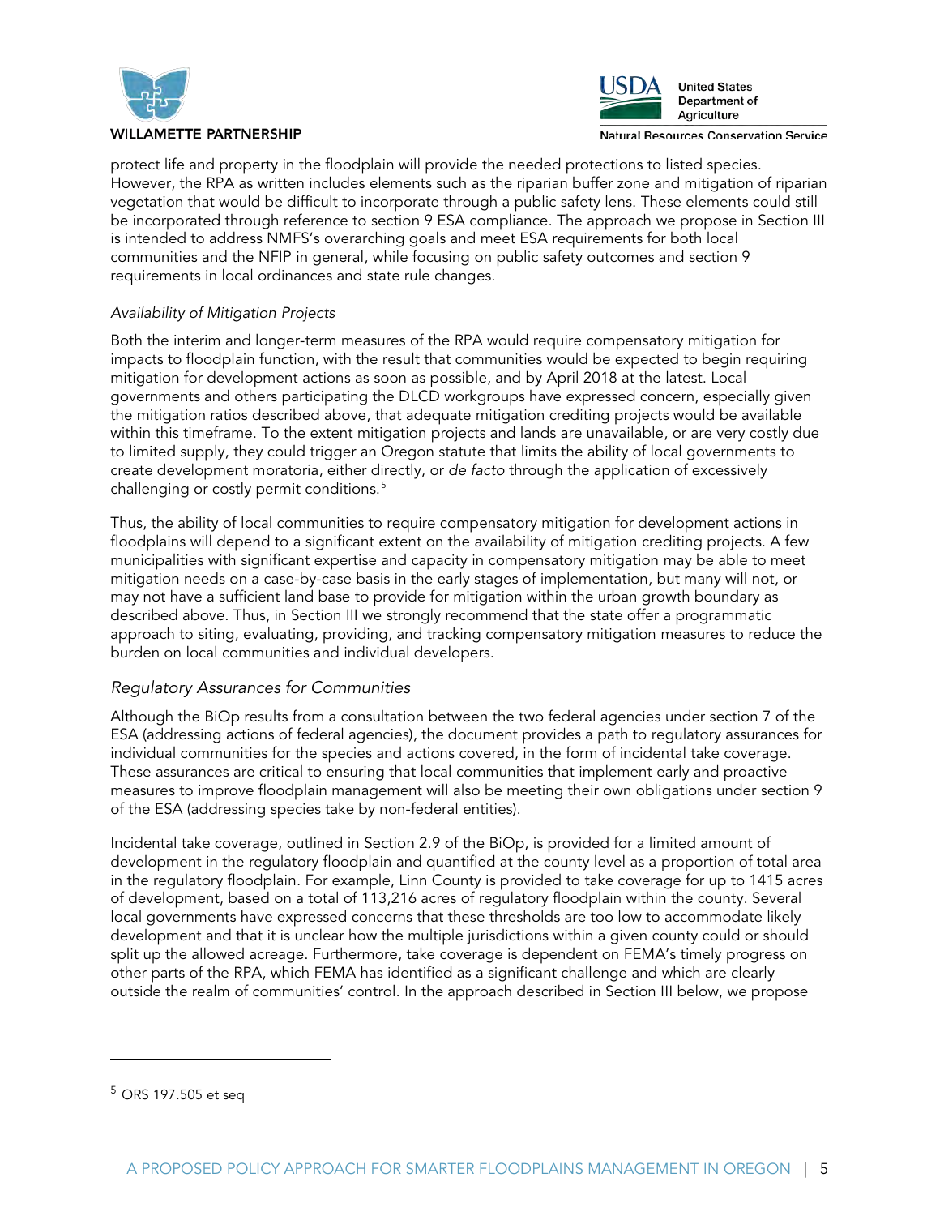protect life and property in the floodplain will provide the needed protections to listed species. However, the RPA as written includes elements such as the riparian buffer zone and mitigation of riparian vegetation that would be difficult to incorporate through a public safety lens. These elements could still be incorporated through reference to section 9 ESA compliance. The approach we propose in Section III is intended to address NMFS's overarching goals and meet ESA requirements for both local communities and the NFIP in general, while focusing on public safety outcomes and section 9 requirements in local ordinances and state rule changes.

### *Availability of Mitigation Projects*

Both the interim and longer-term measures of the RPA would require compensatory mitigation for impacts to floodplain function, with the result that communities would be expected to begin requiring mitigation for development actions as soon as possible, and by April 2018 at the latest. Local governments and others participating the DLCD workgroups have expressed concern, especially given the mitigation ratios described above, that adequate mitigation crediting projects would be available within this timeframe. To the extent mitigation projects and lands are unavailable, or are very costly due to limited supply, they could trigger an Oregon statute that limits the ability of local governments to create development moratoria, either directly, or *de facto* through the application of excessively challenging or costly permit conditions.[5]

Thus, the ability of local communities to require compensatory mitigation for development actions in floodplains will depend to a significant extent on the availability of mitigation crediting projects. A few municipalities with significant expertise and capacity in compensatory mitigation may be able to meet mitigation needs on a case-by-case basis in the early stages of implementation, but many will not, or may not have a sufficient land base to provide for mitigation within the urban growth boundary as described above. Thus, in Section III we strongly recommend that the state offer a programmatic approach to siting, evaluating, providing, and tracking compensatory mitigation measures to reduce the burden on local communities and individual developers.

### *Regulatory Assurances for Communities*

Although the BiOp results from a consultation between the two federal agencies under section 7 of the ESA (addressing actions of federal agencies), the document provides a path to regulatory assurances for individual communities for the species and actions covered, in the form of incidental take coverage. These assurances are critical to ensuring that local communities that implement early and proactive measures to improve floodplain management will also be meeting their own obligations under section 9 of the ESA (addressing species take by non-federal entities).

Incidental take coverage, outlined in Section 2.9 of the BiOp, is provided for a limited amount of development in the regulatory floodplain and quantified at the county level as a proportion of total area in the regulatory floodplain. For example, Linn County is provided to take coverage for up to 1415 acres of development, based on a total of 113,216 acres of regulatory floodplain within the county. Several local governments have expressed concerns that these thresholds are too low to accommodate likely development and that it is unclear how the multiple jurisdictions within a given county could or should split up the allowed acreage. Furthermore, take coverage is dependent on FEMA's timely progress on other parts of the RPA, which FEMA has identified as a significant challenge and which are clearly outside the realm of communities' control. In the approach described in Section III below, we propose

---

[5] ORS 197.505 et seq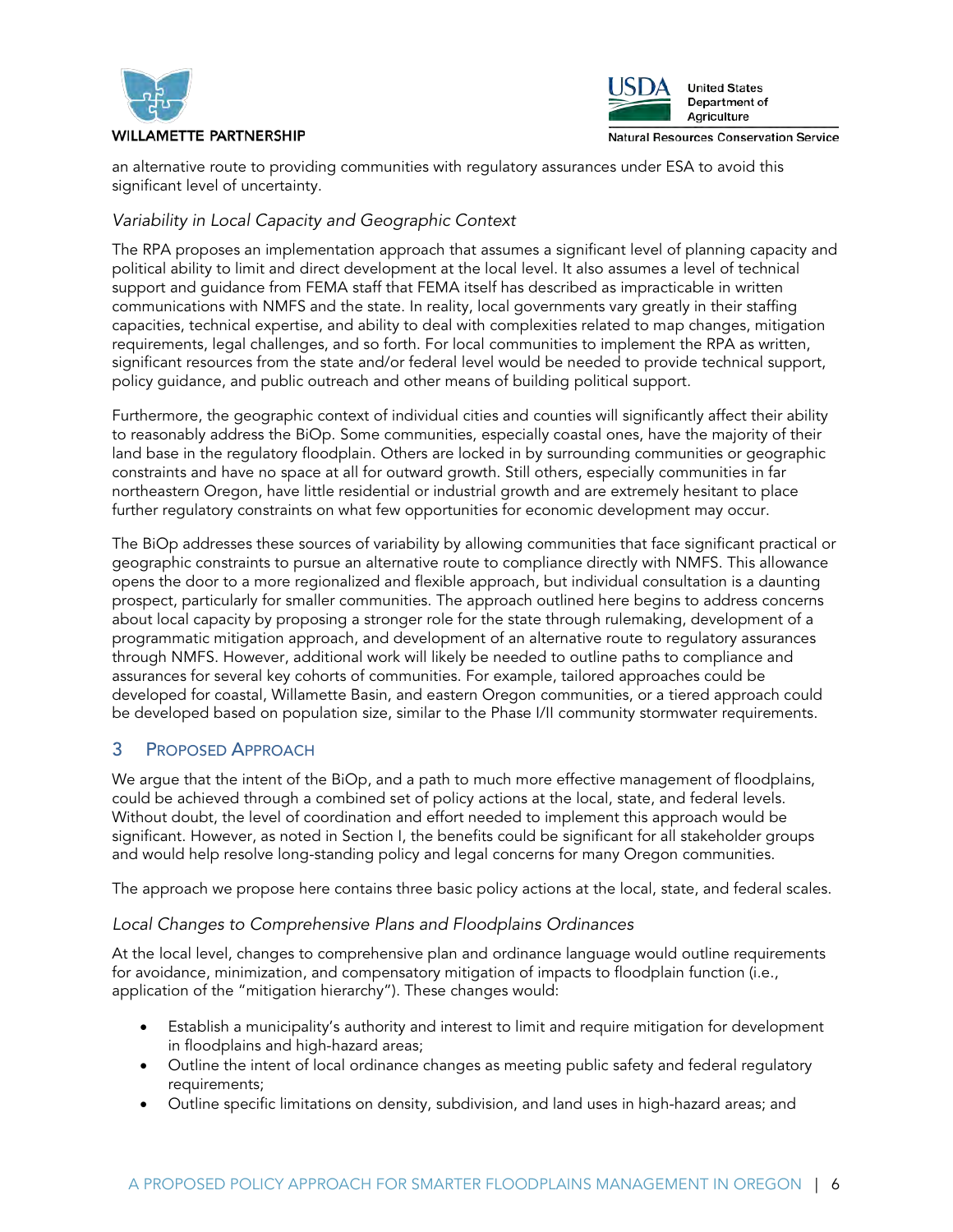an alternative route to providing communities with regulatory assurances under ESA to avoid this significant level of uncertainty.

### *Variability in Local Capacity and Geographic Context*

The RPA proposes an implementation approach that assumes a significant level of planning capacity and political ability to limit and direct development at the local level. It also assumes a level of technical support and guidance from FEMA staff that FEMA itself has described as impracticable in written communications with NMFS and the state. In reality, local governments vary greatly in their staffing capacities, technical expertise, and ability to deal with complexities related to map changes, mitigation requirements, legal challenges, and so forth. For local communities to implement the RPA as written, significant resources from the state and/or federal level would be needed to provide technical support, policy guidance, and public outreach and other means of building political support.

Furthermore, the geographic context of individual cities and counties will significantly affect their ability to reasonably address the BiOp. Some communities, especially coastal ones, have the majority of their land base in the regulatory floodplain. Others are locked in by surrounding communities or geographic constraints and have no space at all for outward growth. Still others, especially communities in far northeastern Oregon, have little residential or industrial growth and are extremely hesitant to place further regulatory constraints on what few opportunities for economic development may occur.

The BiOp addresses these sources of variability by allowing communities that face significant practical or geographic constraints to pursue an alternative route to compliance directly with NMFS. This allowance opens the door to a more regionalized and flexible approach, but individual consultation is a daunting prospect, particularly for smaller communities. The approach outlined here begins to address concerns about local capacity by proposing a stronger role for the state through rulemaking, development of a programmatic mitigation approach, and development of an alternative route to regulatory assurances through NMFS. However, additional work will likely be needed to outline paths to compliance and assurances for several key cohorts of communities. For example, tailored approaches could be developed for coastal, Willamette Basin, and eastern Oregon communities, or a tiered approach could be developed based on population size, similar to the Phase I/II community stormwater requirements.

## 3 PROPOSED APPROACH

We argue that the intent of the BiOp, and a path to much more effective management of floodplains, could be achieved through a combined set of policy actions at the local, state, and federal levels. Without doubt, the level of coordination and effort needed to implement this approach would be significant. However, as noted in Section I, the benefits could be significant for all stakeholder groups and would help resolve long-standing policy and legal concerns for many Oregon communities.

The approach we propose here contains three basic policy actions at the local, state, and federal scales.

### *Local Changes to Comprehensive Plans and Floodplains Ordinances*

At the local level, changes to comprehensive plan and ordinance language would outline requirements for avoidance, minimization, and compensatory mitigation of impacts to floodplain function (i.e., application of the "mitigation hierarchy"). These changes would:

- Establish a municipality's authority and interest to limit and require mitigation for development in floodplains and high-hazard areas;
- Outline the intent of local ordinance changes as meeting public safety and federal regulatory requirements;
- Outline specific limitations on density, subdivision, and land uses in high-hazard areas; and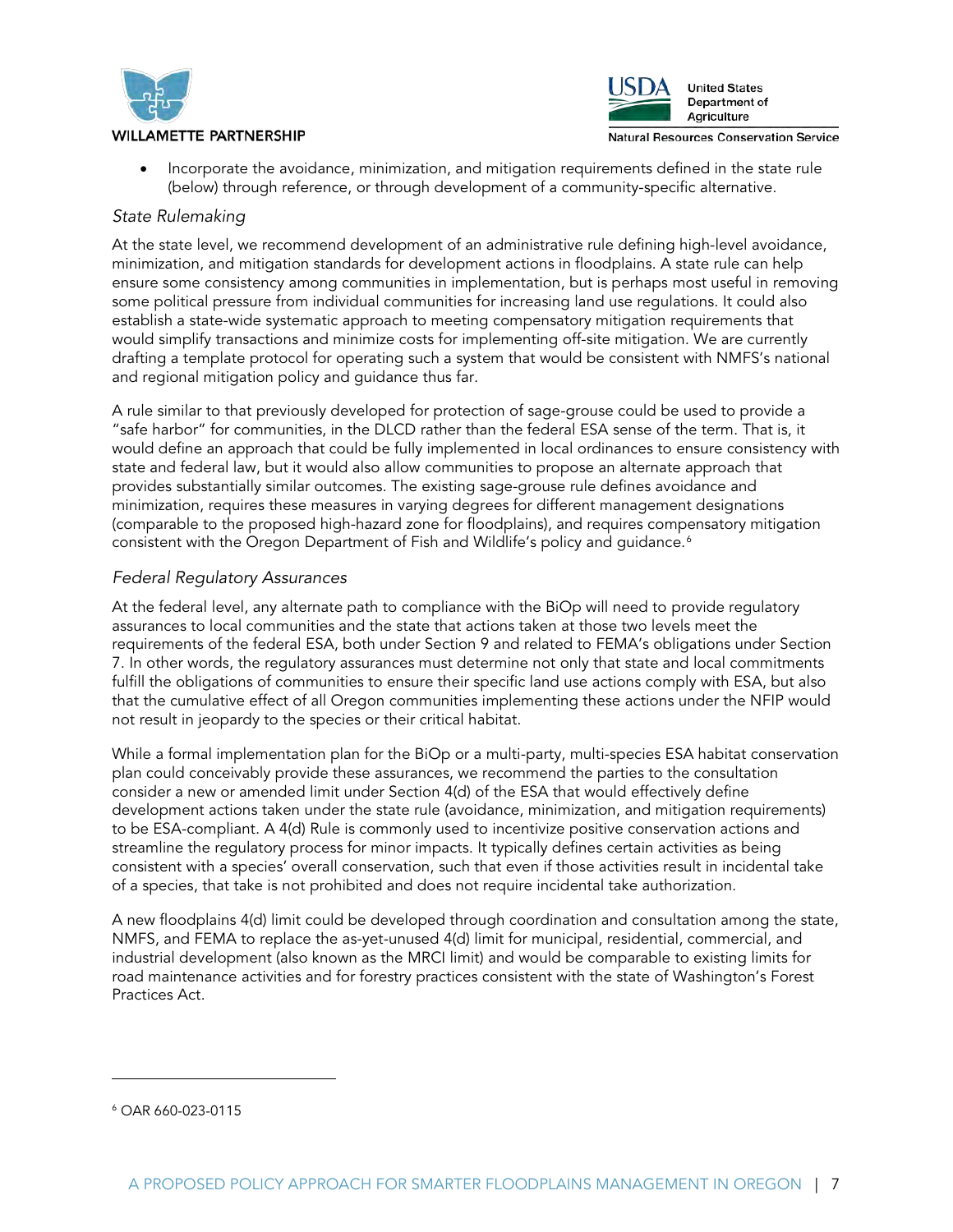- Incorporate the avoidance, minimization, and mitigation requirements defined in the state rule (below) through reference, or through development of a community-specific alternative.

### *State Rulemaking*

At the state level, we recommend development of an administrative rule defining high-level avoidance, minimization, and mitigation standards for development actions in floodplains. A state rule can help ensure some consistency among communities in implementation, but is perhaps most useful in removing some political pressure from individual communities for increasing land use regulations. It could also establish a state-wide systematic approach to meeting compensatory mitigation requirements that would simplify transactions and minimize costs for implementing off-site mitigation. We are currently drafting a template protocol for operating such a system that would be consistent with NMFS's national and regional mitigation policy and guidance thus far.

A rule similar to that previously developed for protection of sage-grouse could be used to provide a "safe harbor" for communities, in the DLCD rather than the federal ESA sense of the term. That is, it would define an approach that could be fully implemented in local ordinances to ensure consistency with state and federal law, but it would also allow communities to propose an alternate approach that provides substantially similar outcomes. The existing sage-grouse rule defines avoidance and minimization, requires these measures in varying degrees for different management designations (comparable to the proposed high-hazard zone for floodplains), and requires compensatory mitigation consistent with the Oregon Department of Fish and Wildlife's policy and guidance.[6]

### *Federal Regulatory Assurances*

At the federal level, any alternate path to compliance with the BiOp will need to provide regulatory assurances to local communities and the state that actions taken at those two levels meet the requirements of the federal ESA, both under Section 9 and related to FEMA's obligations under Section 7. In other words, the regulatory assurances must determine not only that state and local commitments fulfill the obligations of communities to ensure their specific land use actions comply with ESA, but also that the cumulative effect of all Oregon communities implementing these actions under the NFIP would not result in jeopardy to the species or their critical habitat.

While a formal implementation plan for the BiOp or a multi-party, multi-species ESA habitat conservation plan could conceivably provide these assurances, we recommend the parties to the consultation consider a new or amended limit under Section 4(d) of the ESA that would effectively define development actions taken under the state rule (avoidance, minimization, and mitigation requirements) to be ESA-compliant. A 4(d) Rule is commonly used to incentivize positive conservation actions and streamline the regulatory process for minor impacts. It typically defines certain activities as being consistent with a species' overall conservation, such that even if those activities result in incidental take of a species, that take is not prohibited and does not require incidental take authorization.

A new floodplains 4(d) limit could be developed through coordination and consultation among the state, NMFS, and FEMA to replace the as-yet-unused 4(d) limit for municipal, residential, commercial, and industrial development (also known as the MRCI limit) and would be comparable to existing limits for road maintenance activities and for forestry practices consistent with the state of Washington's Forest Practices Act.

---

[6] OAR 660-023-0115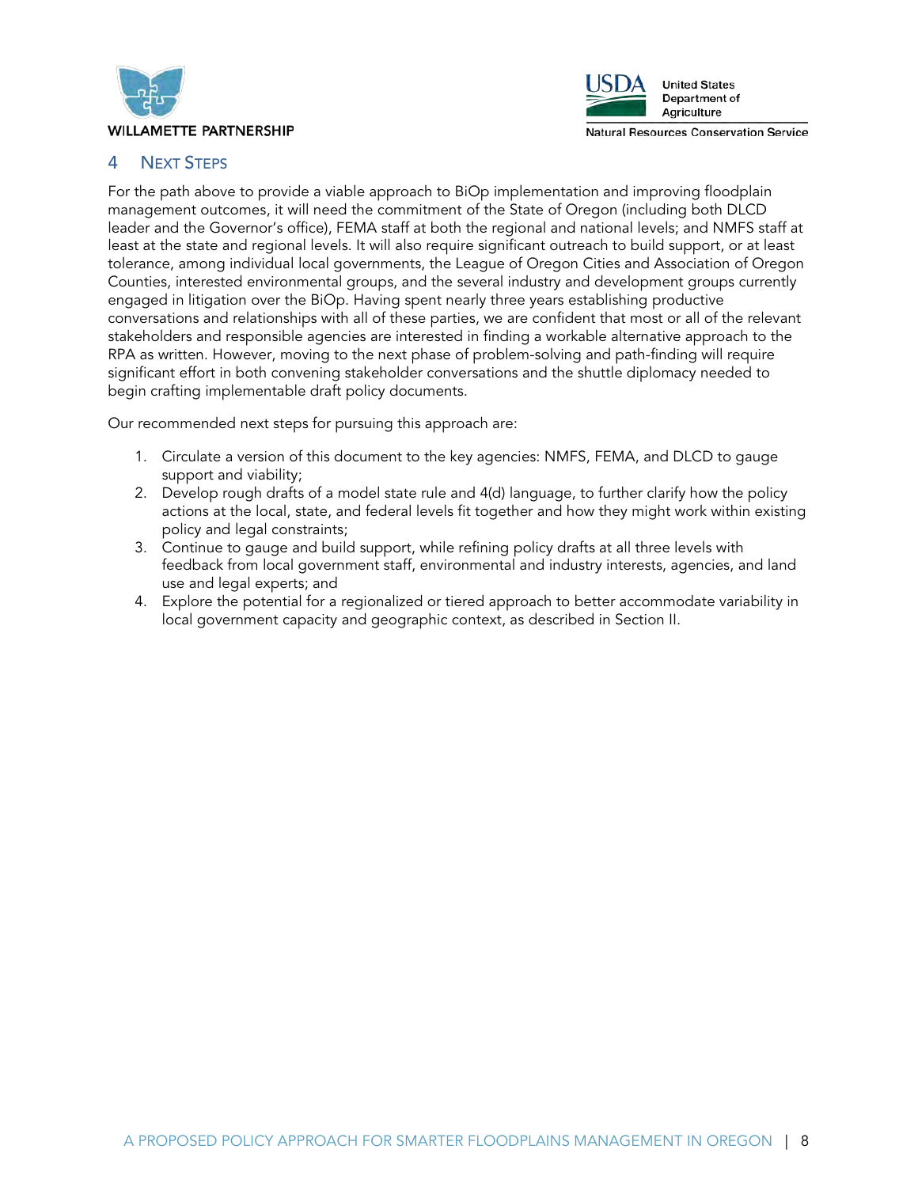## 4 Next Steps

For the path above to provide a viable approach to BiOp implementation and improving floodplain management outcomes, it will need the commitment of the State of Oregon (including both DLCD leader and the Governor's office), FEMA staff at both the regional and national levels; and NMFS staff at least at the state and regional levels. It will also require significant outreach to build support, or at least tolerance, among individual local governments, the League of Oregon Cities and Association of Oregon Counties, interested environmental groups, and the several industry and development groups currently engaged in litigation over the BiOp. Having spent nearly three years establishing productive conversations and relationships with all of these parties, we are confident that most or all of the relevant stakeholders and responsible agencies are interested in finding a workable alternative approach to the RPA as written. However, moving to the next phase of problem-solving and path-finding will require significant effort in both convening stakeholder conversations and the shuttle diplomacy needed to begin crafting implementable draft policy documents.

Our recommended next steps for pursuing this approach are:

1. Circulate a version of this document to the key agencies: NMFS, FEMA, and DLCD to gauge support and viability;
2. Develop rough drafts of a model state rule and 4(d) language, to further clarify how the policy actions at the local, state, and federal levels fit together and how they might work within existing policy and legal constraints;
3. Continue to gauge and build support, while refining policy drafts at all three levels with feedback from local government staff, environmental and industry interests, agencies, and land use and legal experts; and
4. Explore the potential for a regionalized or tiered approach to better accommodate variability in local government capacity and geographic context, as described in Section II.